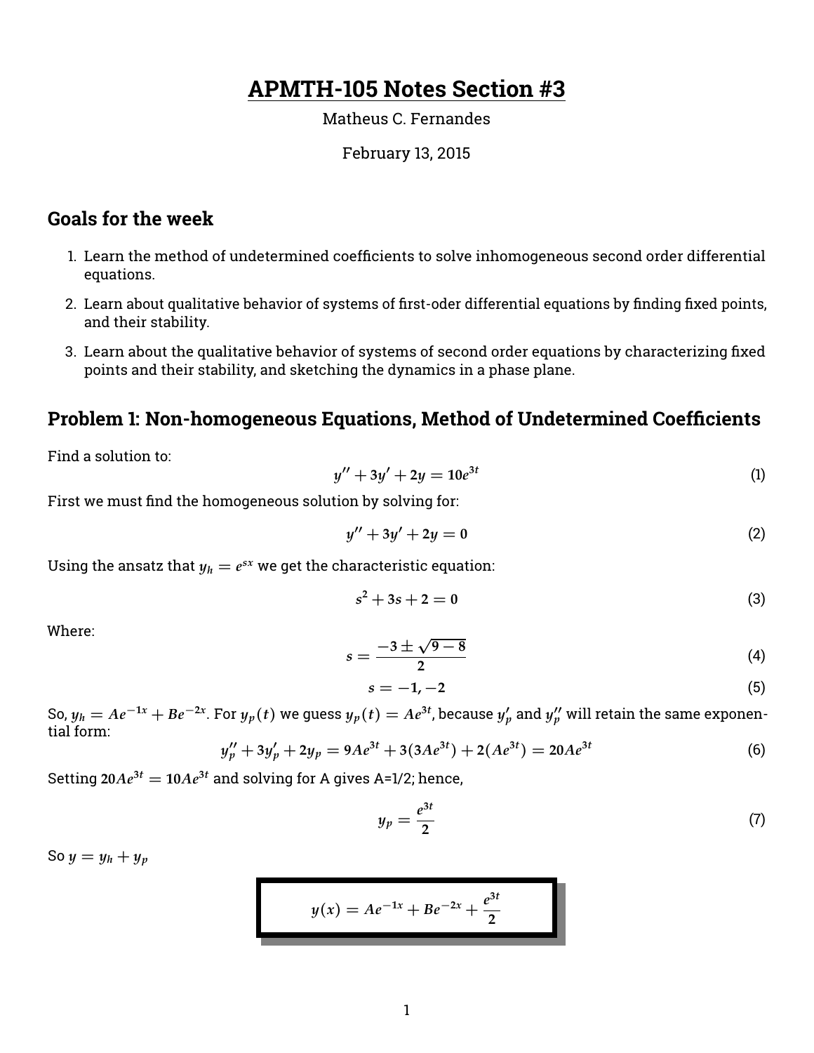# APMTH-105 Notes Section #3

Matheus C. Fernandes

February 13, 2015

## Goals for the week

1. Learn the method of undetermined coefficients to solve inhomogeneous second order differential equations.
2. Learn about qualitative behavior of systems of first-oder differential equations by finding fixed points, and their stability.
3. Learn about the qualitative behavior of systems of second order equations by characterizing fixed points and their stability, and sketching the dynamics in a phase plane.

## Problem 1: Non-homogeneous Equations, Method of Undetermined Coefficients

Find a solution to:

$$y'' + 3y' + 2y = 10e^{3t} \tag{1}$$

First we must find the homogeneous solution by solving for:

$$y'' + 3y' + 2y = 0 \tag{2}$$

Using the ansatz that $y_h = e^{sx}$ we get the characteristic equation:

$$s^2 + 3s + 2 = 0 \tag{3}$$

Where:

$$s = \frac{-3 \pm \sqrt{9-8}}{2} \tag{4}$$

$$s = -1, -2 \tag{5}$$

So, $y_h = Ae^{-1x} + Be^{-2x}$. For $y_p(t)$ we guess $y_p(t) = Ae^{3t}$, because $y_p'$ and $y_p''$ will retain the same exponential form:

$$y_p'' + 3y_p' + 2y_p = 9Ae^{3t} + 3(3Ae^{3t}) + 2(Ae^{3t}) = 20Ae^{3t} \tag{6}$$

Setting $20Ae^{3t} = 10Ae^{3t}$ and solving for A gives A=1/2; hence,

$$y_p = \frac{e^{3t}}{2} \tag{7}$$

So $y = y_h + y_p$

$$\boxed{y(x) = Ae^{-1x} + Be^{-2x} + \frac{e^{3t}}{2}}$$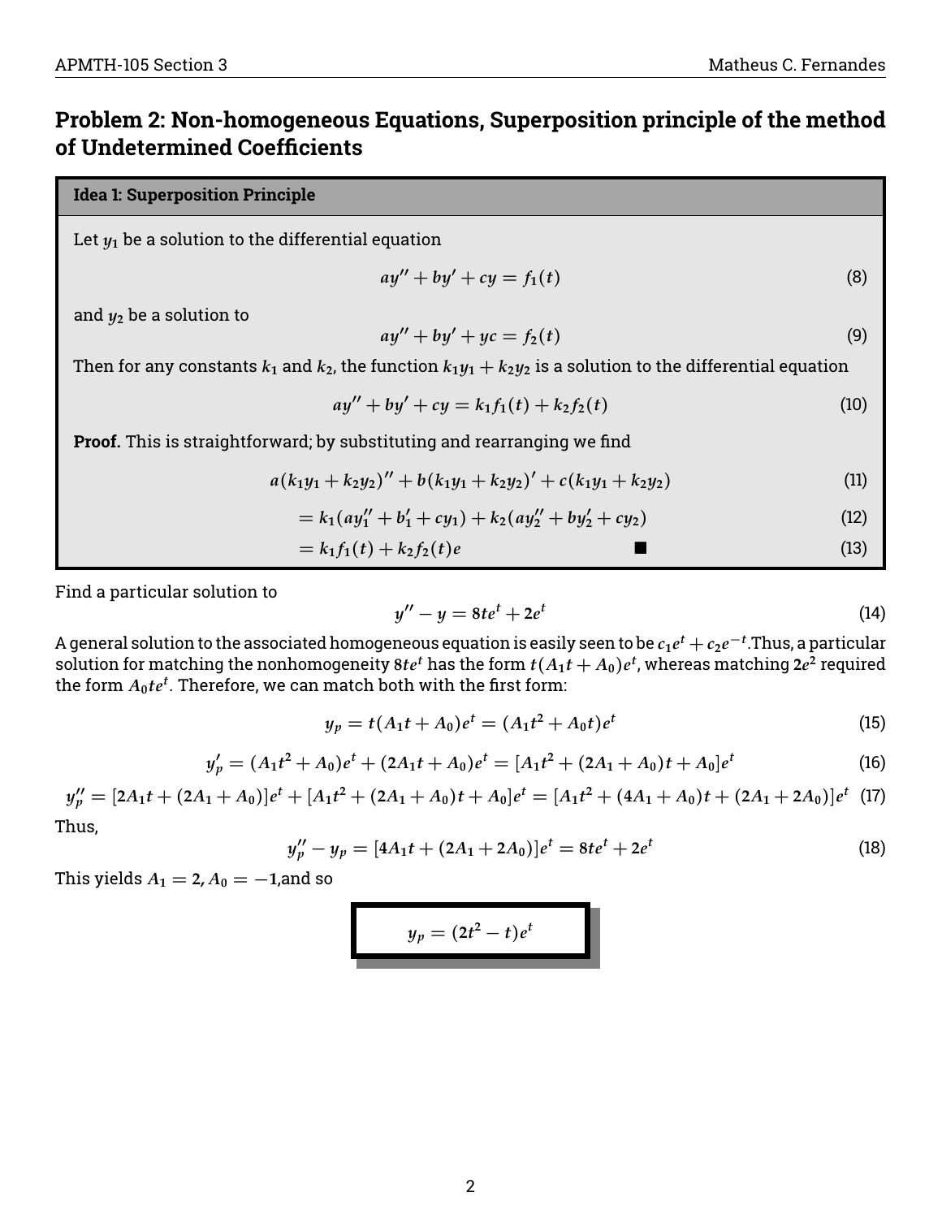## Problem 2: Non-homogeneous Equations, Superposition principle of the method of Undetermined Coefficients

**Idea 1: Superposition Principle**

Let $y_1$ be a solution to the differential equation

$$ay'' + by' + cy = f_1(t) \tag{8}$$

and $y_2$ be a solution to

$$ay'' + by' + yc = f_2(t) \tag{9}$$

Then for any constants $k_1$ and $k_2$, the function $k_1y_1 + k_2y_2$ is a solution to the differential equation

$$ay'' + by' + cy = k_1f_1(t) + k_2f_2(t) \tag{10}$$

**Proof.** This is straightforward; by substituting and rearranging we find

$$a(k_1y_1 + k_2y_2)'' + b(k_1y_1 + k_2y_2)' + c(k_1y_1 + k_2y_2) \tag{11}$$

$$= k_1(ay_1'' + b_1' + cy_1) + k_2(ay_2'' + by_2' + cy_2) \tag{12}$$

$$= k_1f_1(t) + k_2f_2(t)e \quad \blacksquare \tag{13}$$

Find a particular solution to

$$y'' - y = 8te^t + 2e^t \tag{14}$$

A general solution to the associated homogeneous equation is easily seen to be $c_1e^t + c_2e^{-t}$.Thus, a particular solution for matching the nonhomogeneity $8te^t$ has the form $t(A_1t + A_0)e^t$, whereas matching $2e^2$ required the form $A_0te^t$. Therefore, we can match both with the first form:

$$y_p = t(A_1t + A_0)e^t = (A_1t^2 + A_0t)e^t \tag{15}$$

$$y_p' = (A_1t^2 + A_0)e^t + (2A_1t + A_0)e^t = [A_1t^2 + (2A_1 + A_0)t + A_0]e^t \tag{16}$$

$$y_p'' = [2A_1t + (2A_1 + A_0)]e^t + [A_1t^2 + (2A_1 + A_0)t + A_0]e^t = [A_1t^2 + (4A_1 + A_0)t + (2A_1 + 2A_0)]e^t \tag{17}$$

Thus,

$$y_p'' - y_p = [4A_1t + (2A_1 + 2A_0)]e^t = 8te^t + 2e^t \tag{18}$$

This yields $A_1 = 2, A_0 = -1$,and so

$$\boxed{y_p = (2t^2 - t)e^t}$$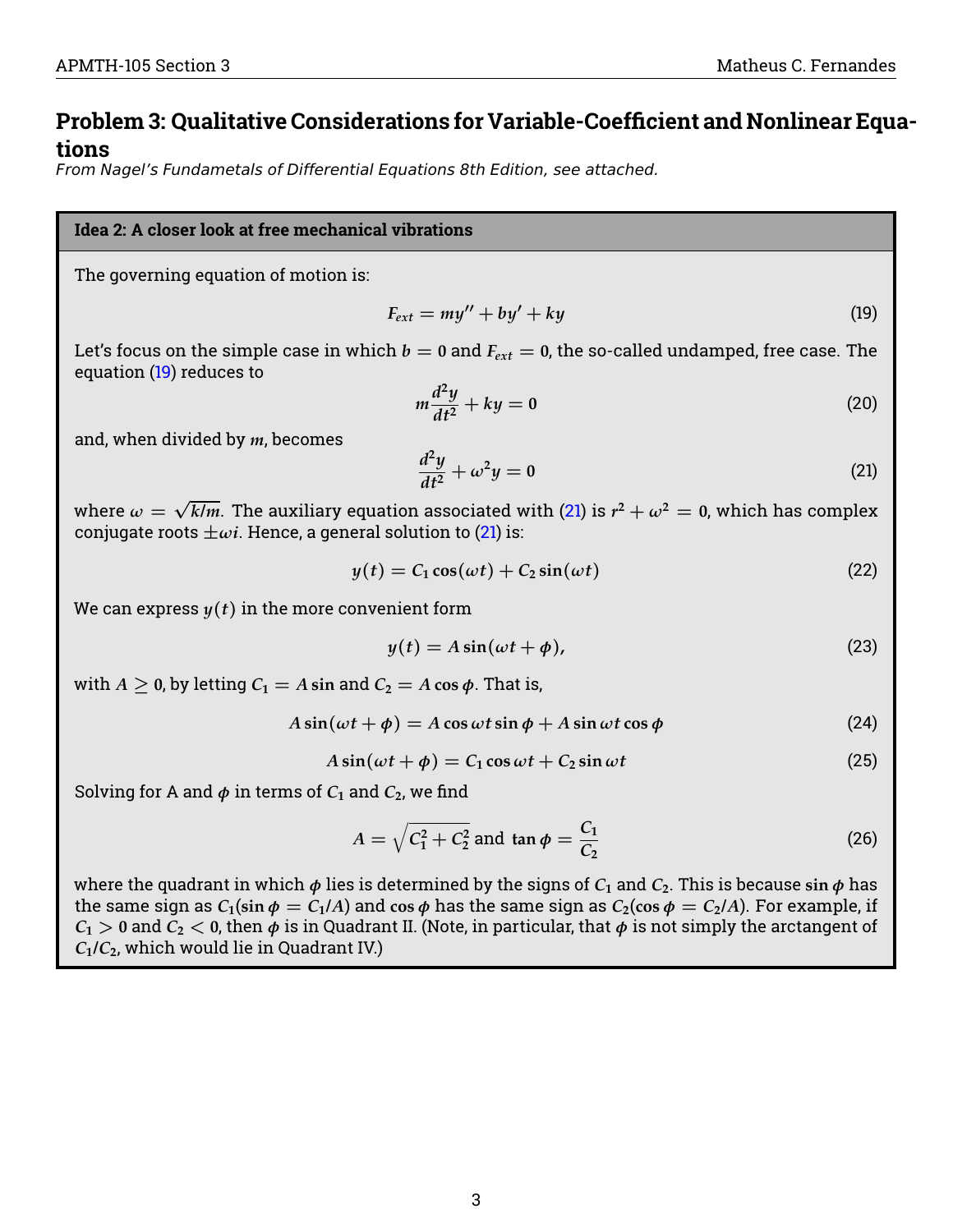## Problem 3: Qualitative Considerations for Variable-Coefficient and Nonlinear Equations

*From Nagel's Fundametals of Differential Equations 8th Edition, see attached.*

**Idea 2: A closer look at free mechanical vibrations**

The governing equation of motion is:

$$F_{ext} = my'' + by' + ky \tag{19}$$

Let's focus on the simple case in which $b = 0$ and $F_{ext} = 0$, the so-called undamped, free case. The equation (19) reduces to

$$m\frac{d^2y}{dt^2} + ky = 0 \tag{20}$$

and, when divided by $m$, becomes

$$\frac{d^2y}{dt^2} + \omega^2 y = 0 \tag{21}$$

where $\omega = \sqrt{k/m}$. The auxiliary equation associated with (21) is $r^2 + \omega^2 = 0$, which has complex conjugate roots $\pm\omega i$. Hence, a general solution to (21) is:

$$y(t) = C_1 \cos(\omega t) + C_2 \sin(\omega t) \tag{22}$$

We can express $y(t)$ in the more convenient form

$$y(t) = A\sin(\omega t + \phi), \tag{23}$$

with $A \geq 0$, by letting $C_1 = A\sin$ and $C_2 = A\cos\phi$. That is,

$$A\sin(\omega t + \phi) = A\cos\omega t \sin\phi + A\sin\omega t\cos\phi \tag{24}$$

$$A\sin(\omega t + \phi) = C_1\cos\omega t + C_2\sin\omega t \tag{25}$$

Solving for A and $\phi$ in terms of $C_1$ and $C_2$, we find

$$A = \sqrt{C_1^2 + C_2^2} \text{ and } \tan\phi = \frac{C_1}{C_2} \tag{26}$$

where the quadrant in which $\phi$ lies is determined by the signs of $C_1$ and $C_2$. This is because $\sin\phi$ has the same sign as $C_1(\sin\phi = C_1/A)$ and $\cos\phi$ has the same sign as $C_2(\cos\phi = C_2/A)$. For example, if $C_1 > 0$ and $C_2 < 0$, then $\phi$ is in Quadrant II. (Note, in particular, that $\phi$ is not simply the arctangent of $C_1/C_2$, which would lie in Quadrant IV.)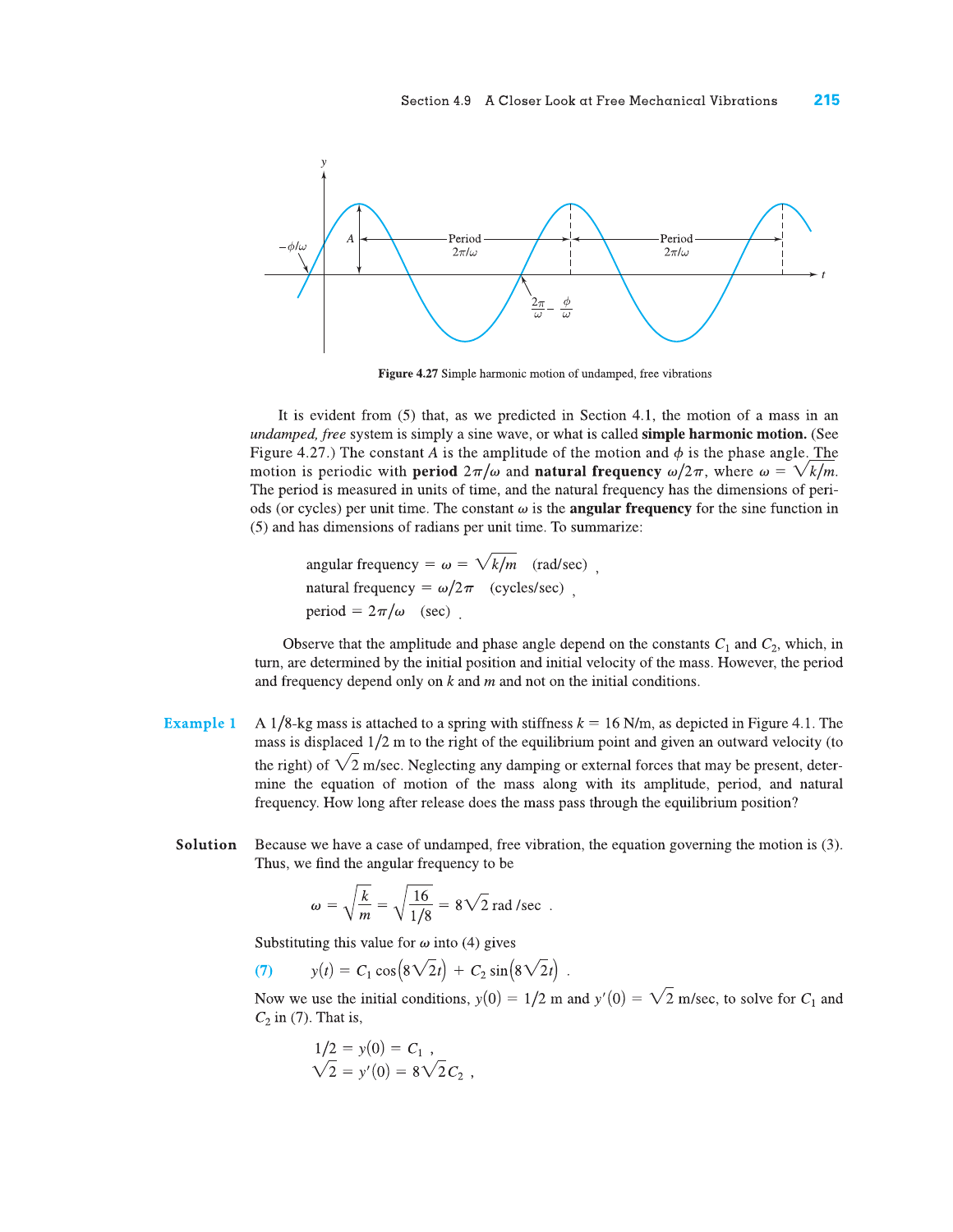Figure 4.27 Simple harmonic motion of undamped, free vibrations

It is evident from (5) that, as we predicted in Section 4.1, the motion of a mass in an *undamped, free* system is simply a sine wave, or what is called **simple harmonic motion.** (See Figure 4.27.) The constant $A$ is the amplitude of the motion and $\phi$ is the phase angle. The motion is periodic with **period** $2\pi/\omega$ and **natural frequency** $\omega/2\pi$, where $\omega = \sqrt{k/m}$. The period is measured in units of time, and the natural frequency has the dimensions of periods (or cycles) per unit time. The constant $\omega$ is the **angular frequency** for the sine function in (5) and has dimensions of radians per unit time. To summarize:

$$\text{angular frequency} = \omega = \sqrt{k/m} \quad \text{(rad/sec)} \ ,$$
$$\text{natural frequency} = \omega/2\pi \quad \text{(cycles/sec)} \ ,$$
$$\text{period} = 2\pi/\omega \quad \text{(sec)} \ .$$

Observe that the amplitude and phase angle depend on the constants $C_1$ and $C_2$, which, in turn, are determined by the initial position and initial velocity of the mass. However, the period and frequency depend only on $k$ and $m$ and not on the initial conditions.

**Example 1** A 1/8-kg mass is attached to a spring with stiffness $k = 16$ N/m, as depicted in Figure 4.1. The mass is displaced 1/2 m to the right of the equilibrium point and given an outward velocity (to the right) of $\sqrt{2}$ m/sec. Neglecting any damping or external forces that may be present, determine the equation of motion of the mass along with its amplitude, period, and natural frequency. How long after release does the mass pass through the equilibrium position?

**Solution** Because we have a case of undamped, free vibration, the equation governing the motion is (3). Thus, we find the angular frequency to be

$$\omega = \sqrt{\frac{k}{m}} = \sqrt{\frac{16}{1/8}} = 8\sqrt{2} \text{ rad /sec} \ .$$

Substituting this value for $\omega$ into (4) gives

$$(7) \qquad y(t) = C_1 \cos\left(8\sqrt{2}t\right) + C_2 \sin\left(8\sqrt{2}t\right) \ .$$

Now we use the initial conditions, $y(0) = 1/2$ m and $y'(0) = \sqrt{2}$ m/sec, to solve for $C_1$ and $C_2$ in (7). That is,

$$1/2 = y(0) = C_1 \ ,$$
$$\sqrt{2} = y'(0) = 8\sqrt{2}C_2 \ ,$$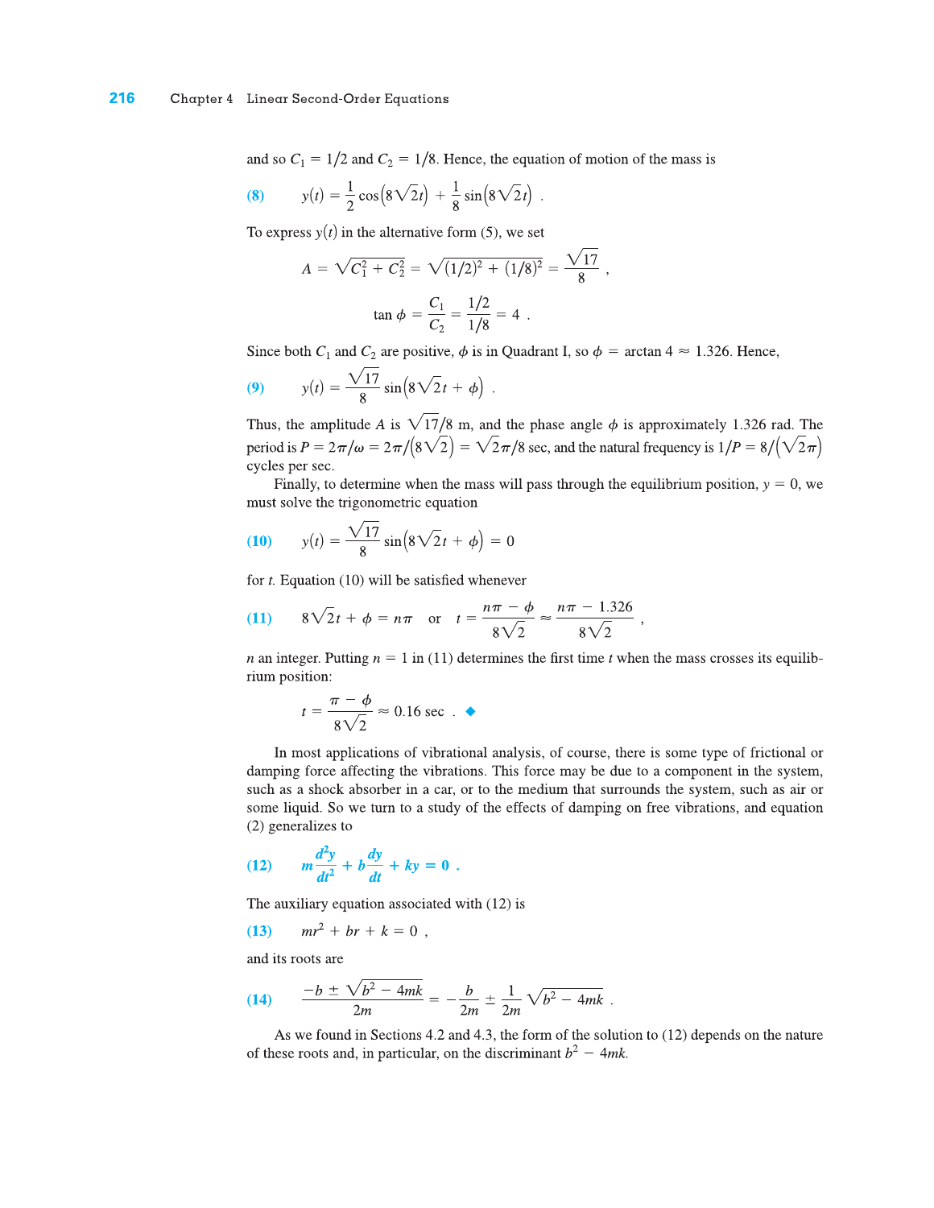and so $C_1 = 1/2$ and $C_2 = 1/8$. Hence, the equation of motion of the mass is

$$y(t) = \frac{1}{2}\cos\left(8\sqrt{2}t\right) + \frac{1}{8}\sin\left(8\sqrt{2}t\right) . \tag{8}$$

To express $y(t)$ in the alternative form (5), we set

$$A = \sqrt{C_1^2 + C_2^2} = \sqrt{(1/2)^2 + (1/8)^2} = \frac{\sqrt{17}}{8} ,$$

$$\tan\phi = \frac{C_1}{C_2} = \frac{1/2}{1/8} = 4 .$$

Since both $C_1$ and $C_2$ are positive, $\phi$ is in Quadrant I, so $\phi = \arctan 4 \approx 1.326$. Hence,

$$y(t) = \frac{\sqrt{17}}{8}\sin\left(8\sqrt{2}t + \phi\right) . \tag{9}$$

Thus, the amplitude $A$ is $\sqrt{17}/8$ m, and the phase angle $\phi$ is approximately 1.326 rad. The period is $P = 2\pi/\omega = 2\pi/\left(8\sqrt{2}\right) = \sqrt{2}\pi/8$ sec, and the natural frequency is $1/P = 8/\left(\sqrt{2}\pi\right)$ cycles per sec.

Finally, to determine when the mass will pass through the equilibrium position, $y = 0$, we must solve the trigonometric equation

$$y(t) = \frac{\sqrt{17}}{8}\sin\left(8\sqrt{2}t + \phi\right) = 0 \tag{10}$$

for $t$. Equation (10) will be satisfied whenever

$$8\sqrt{2}t + \phi = n\pi \quad \text{or} \quad t = \frac{n\pi - \phi}{8\sqrt{2}} \approx \frac{n\pi - 1.326}{8\sqrt{2}} , \tag{11}$$

$n$ an integer. Putting $n = 1$ in (11) determines the first time $t$ when the mass crosses its equilibrium position:

$$t = \frac{\pi - \phi}{8\sqrt{2}} \approx 0.16 \text{ sec} . \quad ◆$$

In most applications of vibrational analysis, of course, there is some type of frictional or damping force affecting the vibrations. This force may be due to a component in the system, such as a shock absorber in a car, or to the medium that surrounds the system, such as air or some liquid. So we turn to a study of the effects of damping on free vibrations, and equation (2) generalizes to

$$\boldsymbol{m\frac{d^2y}{dt^2} + b\frac{dy}{dt} + ky = 0 .} \tag{12}$$

The auxiliary equation associated with (12) is

$$mr^2 + br + k = 0 , \tag{13}$$

and its roots are

$$\frac{-b \pm \sqrt{b^2 - 4mk}}{2m} = -\frac{b}{2m} \pm \frac{1}{2m}\sqrt{b^2 - 4mk} . \tag{14}$$

As we found in Sections 4.2 and 4.3, the form of the solution to (12) depends on the nature of these roots and, in particular, on the discriminant $b^2 - 4mk$.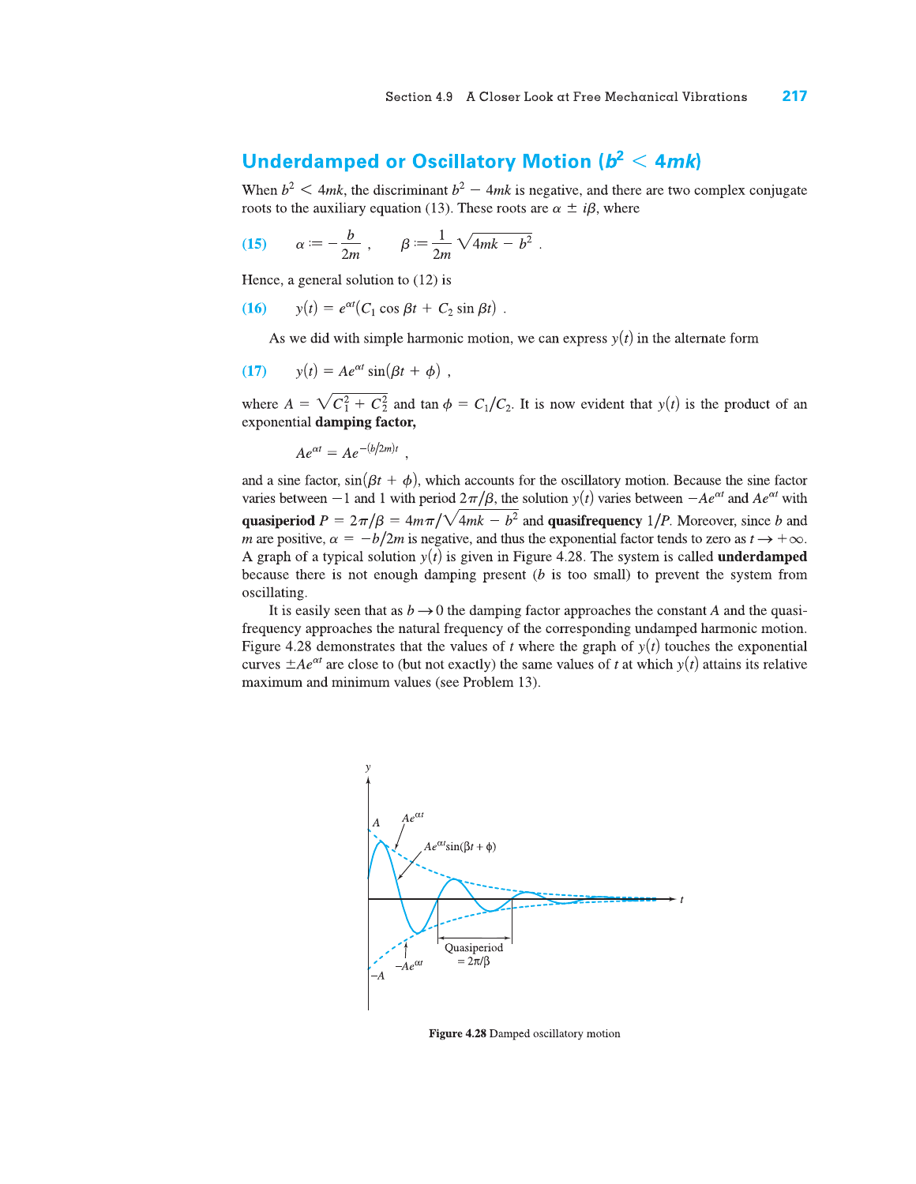## Underdamped or Oscillatory Motion ($b^2 < 4mk$)

When $b^2 < 4mk$, the discriminant $b^2 - 4mk$ is negative, and there are two complex conjugate roots to the auxiliary equation (13). These roots are $\alpha \pm i\beta$, where

$$\textbf{(15)} \qquad \alpha := -\frac{b}{2m}\ , \qquad \beta := \frac{1}{2m}\sqrt{4mk - b^2}\ .$$

Hence, a general solution to (12) is

$$\textbf{(16)} \qquad y(t) = e^{\alpha t}(C_1 \cos \beta t + C_2 \sin \beta t)\ .$$

As we did with simple harmonic motion, we can express $y(t)$ in the alternate form

$$\textbf{(17)} \qquad y(t) = Ae^{\alpha t} \sin(\beta t + \phi)\ ,$$

where $A = \sqrt{C_1^2 + C_2^2}$ and $\tan \phi = C_1/C_2$. It is now evident that $y(t)$ is the product of an exponential **damping factor,**

$$Ae^{\alpha t} = Ae^{-(b/2m)t}\ ,$$

and a sine factor, $\sin(\beta t + \phi)$, which accounts for the oscillatory motion. Because the sine factor varies between $-1$ and $1$ with period $2\pi/\beta$, the solution $y(t)$ varies between $-Ae^{\alpha t}$ and $Ae^{\alpha t}$ with **quasiperiod** $P = 2\pi/\beta = 4m\pi/\sqrt{4mk - b^2}$ and **quasifrequency** $1/P$. Moreover, since $b$ and $m$ are positive, $\alpha = -b/2m$ is negative, and thus the exponential factor tends to zero as $t \to +\infty$. A graph of a typical solution $y(t)$ is given in Figure 4.28. The system is called **underdamped** because there is not enough damping present ($b$ is too small) to prevent the system from oscillating.

It is easily seen that as $b \to 0$ the damping factor approaches the constant $A$ and the quasifrequency approaches the natural frequency of the corresponding undamped harmonic motion. Figure 4.28 demonstrates that the values of $t$ where the graph of $y(t)$ touches the exponential curves $\pm Ae^{\alpha t}$ are close to (but not exactly) the same values of $t$ at which $y(t)$ attains its relative maximum and minimum values (see Problem 13).

**Figure 4.28** Damped oscillatory motion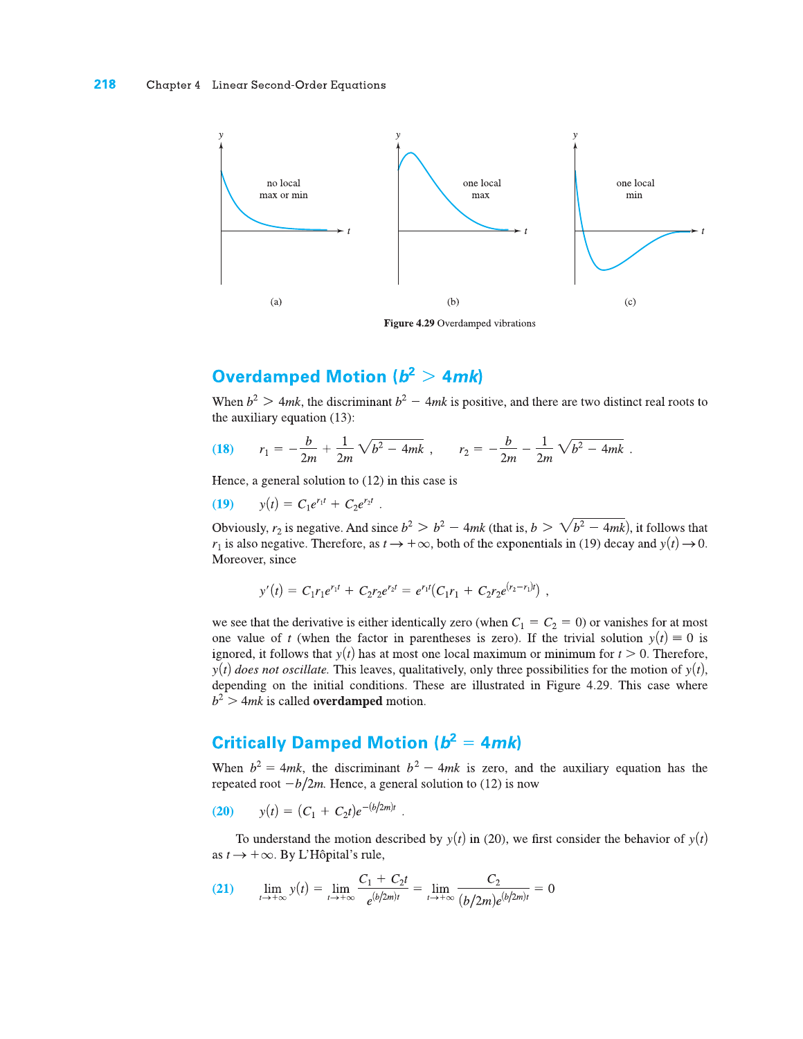(a) no local max or min

(b) one local max

(c) one local min

**Figure 4.29** Overdamped vibrations

## Overdamped Motion ($b^2 > 4mk$)

When $b^2 > 4mk$, the discriminant $b^2 - 4mk$ is positive, and there are two distinct real roots to the auxiliary equation (13):

**(18)**
$$r_1 = -\frac{b}{2m} + \frac{1}{2m}\sqrt{b^2 - 4mk}\,, \qquad r_2 = -\frac{b}{2m} - \frac{1}{2m}\sqrt{b^2 - 4mk}\,.$$

Hence, a general solution to (12) in this case is

**(19)**
$$y(t) = C_1 e^{r_1 t} + C_2 e^{r_2 t}\,.$$

Obviously, $r_2$ is negative. And since $b^2 > b^2 - 4mk$ (that is, $b > \sqrt{b^2 - 4mk}$), it follows that $r_1$ is also negative. Therefore, as $t \to +\infty$, both of the exponentials in (19) decay and $y(t) \to 0$. Moreover, since

$$y'(t) = C_1 r_1 e^{r_1 t} + C_2 r_2 e^{r_2 t} = e^{r_1 t}\left(C_1 r_1 + C_2 r_2 e^{(r_2 - r_1)t}\right)\,,$$

we see that the derivative is either identically zero (when $C_1 = C_2 = 0$) or vanishes for at most one value of $t$ (when the factor in parentheses is zero). If the trivial solution $y(t) \equiv 0$ is ignored, it follows that $y(t)$ has at most one local maximum or minimum for $t > 0$. Therefore, $y(t)$ *does not oscillate*. This leaves, qualitatively, only three possibilities for the motion of $y(t)$, depending on the initial conditions. These are illustrated in Figure 4.29. This case where $b^2 > 4mk$ is called **overdamped** motion.

## Critically Damped Motion ($b^2 = 4mk$)

When $b^2 = 4mk$, the discriminant $b^2 - 4mk$ is zero, and the auxiliary equation has the repeated root $-b/2m$. Hence, a general solution to (12) is now

**(20)**
$$y(t) = (C_1 + C_2 t)e^{-(b/2m)t}\,.$$

To understand the motion described by $y(t)$ in (20), we first consider the behavior of $y(t)$ as $t \to +\infty$. By L'Hôpital's rule,

**(21)**
$$\lim_{t\to+\infty} y(t) = \lim_{t\to+\infty} \frac{C_1 + C_2 t}{e^{(b/2m)t}} = \lim_{t\to+\infty} \frac{C_2}{(b/2m)e^{(b/2m)t}} = 0$$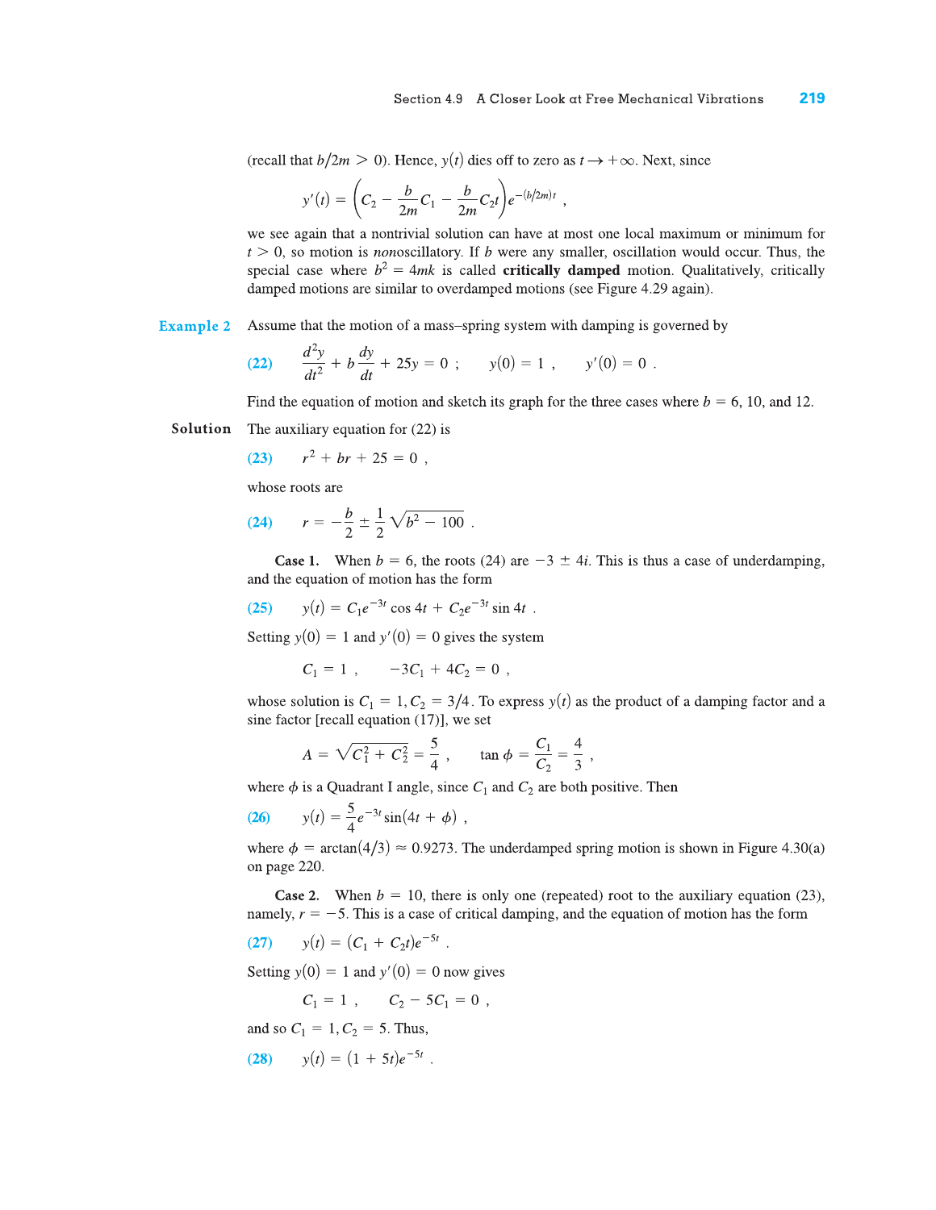(recall that $b/2m > 0$). Hence, $y(t)$ dies off to zero as $t \to +\infty$. Next, since

$$y'(t) = \left(C_2 - \frac{b}{2m}C_1 - \frac{b}{2m}C_2 t\right)e^{-(b/2m)t} ,$$

we see again that a nontrivial solution can have at most one local maximum or minimum for $t > 0$, so motion is *non*oscillatory. If $b$ were any smaller, oscillation would occur. Thus, the special case where $b^2 = 4mk$ is called **critically damped** motion. Qualitatively, critically damped motions are similar to overdamped motions (see Figure 4.29 again).

**Example 2** Assume that the motion of a mass–spring system with damping is governed by

$$\text{(22)} \qquad \frac{d^2y}{dt^2} + b\frac{dy}{dt} + 25y = 0 ; \qquad y(0) = 1 , \qquad y'(0) = 0 .$$

Find the equation of motion and sketch its graph for the three cases where $b = 6$, 10, and 12.

**Solution** The auxiliary equation for (22) is

$$\text{(23)} \qquad r^2 + br + 25 = 0 ,$$

whose roots are

$$\text{(24)} \qquad r = -\frac{b}{2} \pm \frac{1}{2}\sqrt{b^2 - 100} .$$

**Case 1.** When $b = 6$, the roots (24) are $-3 \pm 4i$. This is thus a case of underdamping, and the equation of motion has the form

$$\text{(25)} \qquad y(t) = C_1 e^{-3t}\cos 4t + C_2 e^{-3t}\sin 4t .$$

Setting $y(0) = 1$ and $y'(0) = 0$ gives the system

$$C_1 = 1 , \qquad -3C_1 + 4C_2 = 0 ,$$

whose solution is $C_1 = 1, C_2 = 3/4$. To express $y(t)$ as the product of a damping factor and a sine factor [recall equation (17)], we set

$$A = \sqrt{C_1^2 + C_2^2} = \frac{5}{4} , \qquad \tan\phi = \frac{C_1}{C_2} = \frac{4}{3} ,$$

where $\phi$ is a Quadrant I angle, since $C_1$ and $C_2$ are both positive. Then

$$\text{(26)} \qquad y(t) = \frac{5}{4}e^{-3t}\sin(4t + \phi) ,$$

where $\phi = \arctan(4/3) \approx 0.9273$. The underdamped spring motion is shown in Figure 4.30(a) on page 220.

**Case 2.** When $b = 10$, there is only one (repeated) root to the auxiliary equation (23), namely, $r = -5$. This is a case of critical damping, and the equation of motion has the form

$$\text{(27)} \qquad y(t) = (C_1 + C_2 t)e^{-5t} .$$

Setting $y(0) = 1$ and $y'(0) = 0$ now gives

$$C_1 = 1 , \qquad C_2 - 5C_1 = 0 ,$$

and so $C_1 = 1, C_2 = 5$. Thus,

$$\text{(28)} \qquad y(t) = (1 + 5t)e^{-5t} .$$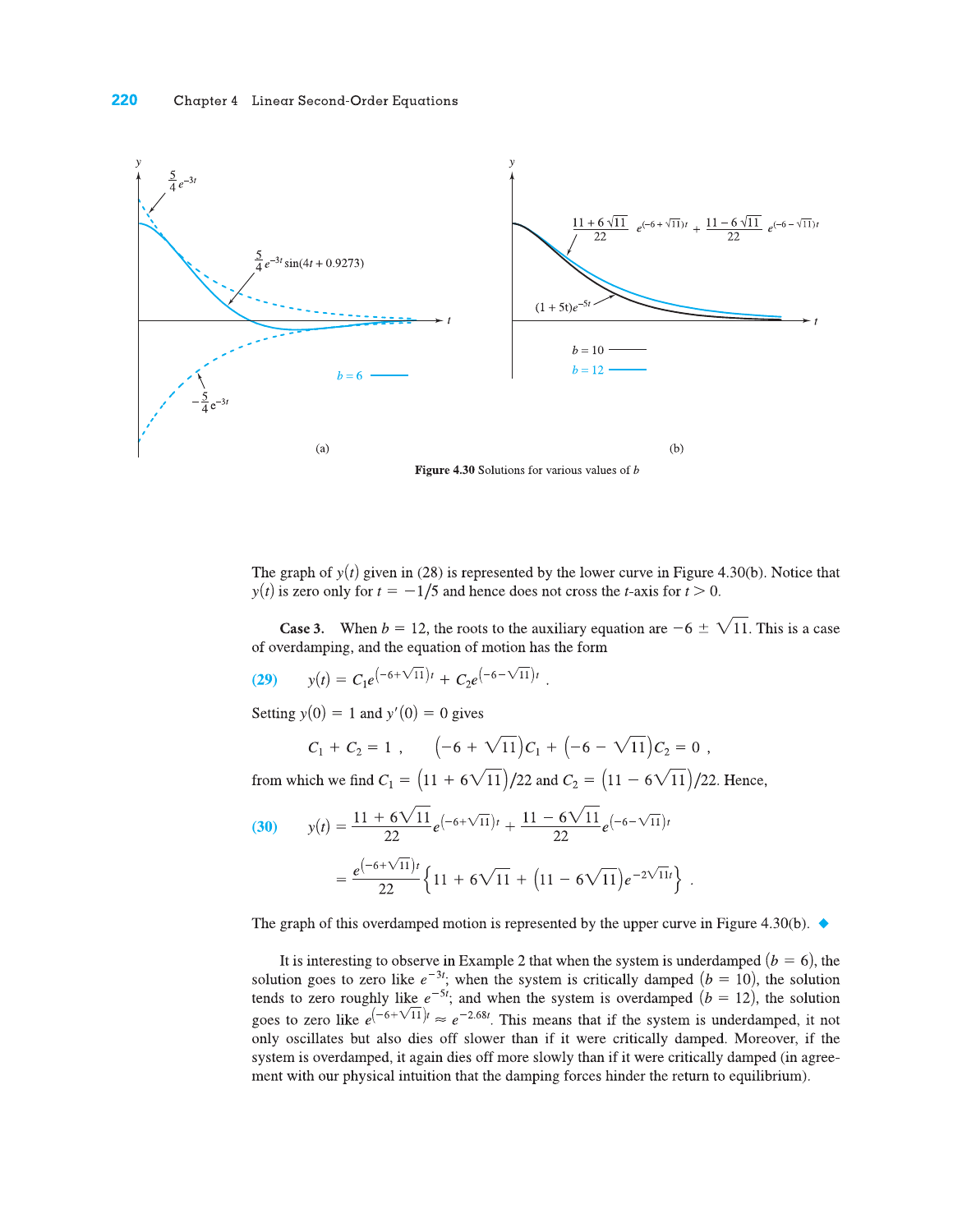$\frac{5}{4}e^{-3t}$

$\frac{5}{4}e^{-3t}\sin(4t + 0.9273)$

$-\frac{5}{4}e^{-3t}$

$b = 6$

(a)

$\frac{11+6\sqrt{11}}{22}e^{(-6+\sqrt{11})t} + \frac{11-6\sqrt{11}}{22}e^{(-6-\sqrt{11})t}$

$(1 + 5t)e^{-5t}$

$b = 10$

$b = 12$

(b)

**Figure 4.30** Solutions for various values of $b$

The graph of $y(t)$ given in (28) is represented by the lower curve in Figure 4.30(b). Notice that $y(t)$ is zero only for $t = -1/5$ and hence does not cross the $t$-axis for $t > 0$.

**Case 3.** When $b = 12$, the roots to the auxiliary equation are $-6 \pm \sqrt{11}$. This is a case of overdamping, and the equation of motion has the form

$$y(t) = C_1 e^{(-6+\sqrt{11})t} + C_2 e^{(-6-\sqrt{11})t} . \tag{29}$$

Setting $y(0) = 1$ and $y'(0) = 0$ gives

$$C_1 + C_2 = 1 , \qquad \left(-6 + \sqrt{11}\right)C_1 + \left(-6 - \sqrt{11}\right)C_2 = 0 ,$$

from which we find $C_1 = \left(11 + 6\sqrt{11}\right)/22$ and $C_2 = \left(11 - 6\sqrt{11}\right)/22$. Hence,

$$y(t) = \frac{11 + 6\sqrt{11}}{22}e^{(-6+\sqrt{11})t} + \frac{11 - 6\sqrt{11}}{22}e^{(-6-\sqrt{11})t} \tag{30}$$

$$= \frac{e^{(-6+\sqrt{11})t}}{22}\left\{11 + 6\sqrt{11} + \left(11 - 6\sqrt{11}\right)e^{-2\sqrt{11}t}\right\} .$$

The graph of this overdamped motion is represented by the upper curve in Figure 4.30(b). ◆

It is interesting to observe in Example 2 that when the system is underdamped $(b = 6)$, the solution goes to zero like $e^{-3t}$; when the system is critically damped $(b = 10)$, the solution tends to zero roughly like $e^{-5t}$; and when the system is overdamped $(b = 12)$, the solution goes to zero like $e^{(-6+\sqrt{11})t} \approx e^{-2.68t}$. This means that if the system is underdamped, it not only oscillates but also dies off slower than if it were critically damped. Moreover, if the system is overdamped, it again dies off more slowly than if it were critically damped (in agreement with our physical intuition that the damping forces hinder the return to equilibrium).